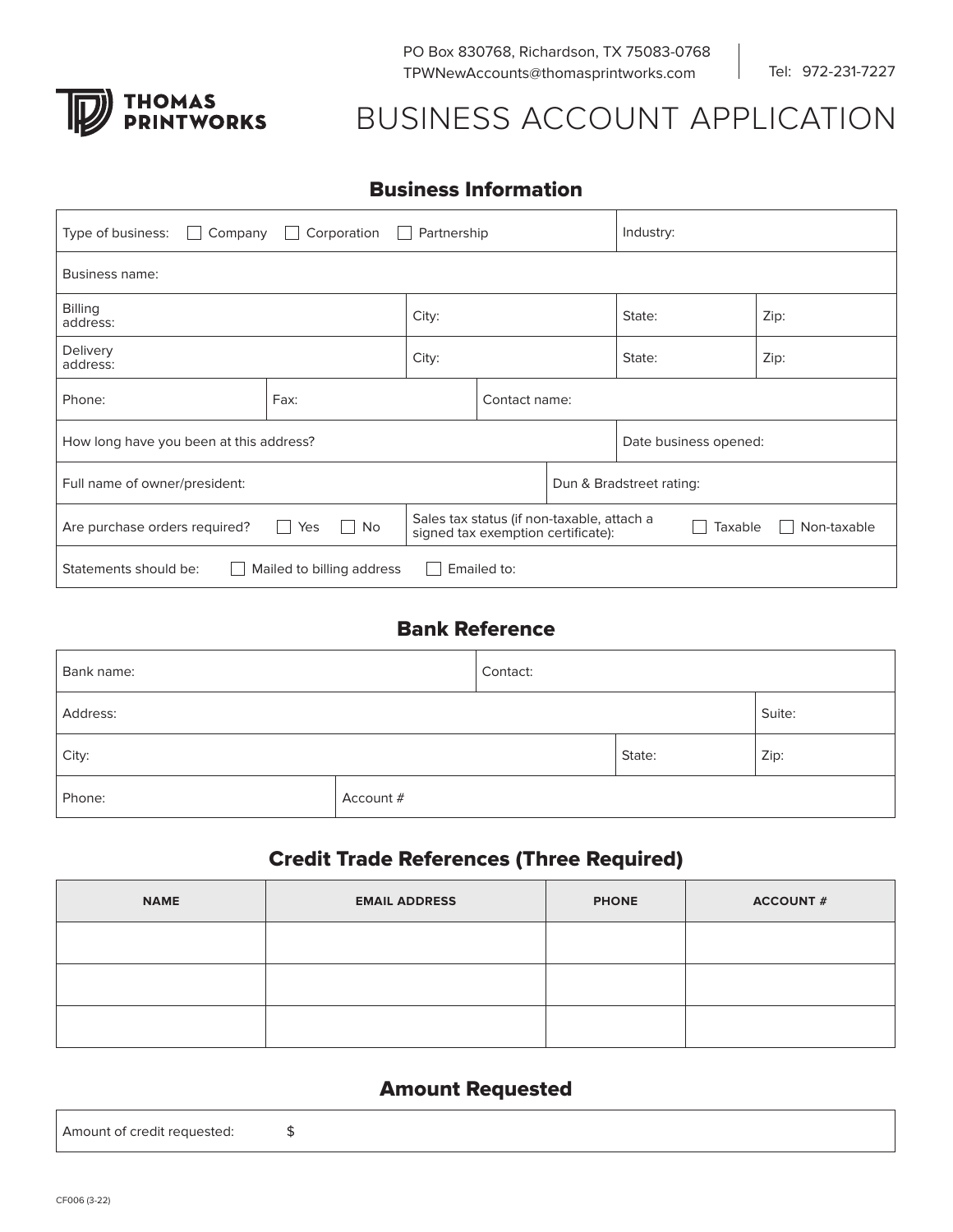PO Box 830768, Richardson, TX 75083-0768
TPWNewAccounts@thomasprintworks.com

Tel: 972-231-7227

**THOMAS PRINTWORKS**

# BUSINESS ACCOUNT APPLICATION

## Business Information

| | | | |
|---|---|---|---|
| Type of business: ☐ Company ☐ Corporation ☐ Partnership | | Industry: | |
| Business name: | | | |
| Billing address: | City: | State: | Zip: |
| Delivery address: | City: | State: | Zip: |
| Phone: | Fax: | Contact name: | |
| How long have you been at this address? | | Date business opened: | |
| Full name of owner/president: | | Dun & Bradstreet rating: | |
| Are purchase orders required? ☐ Yes ☐ No | Sales tax status (if non-taxable, attach a signed tax exemption certificate): ☐ Taxable ☐ Non-taxable | | |
| Statements should be: ☐ Mailed to billing address ☐ Emailed to: | | | |

## Bank Reference

| | | |
|---|---|---|
| Bank name: | Contact: | |
| Address: | | Suite: |
| City: | State: | Zip: |
| Phone: | Account # | |

## Credit Trade References (Three Required)

| NAME | EMAIL ADDRESS | PHONE | ACCOUNT # |
|---|---|---|---|
| | | | |
| | | | |
| | | | |

## Amount Requested

Amount of credit requested: $

CF006 (3-22)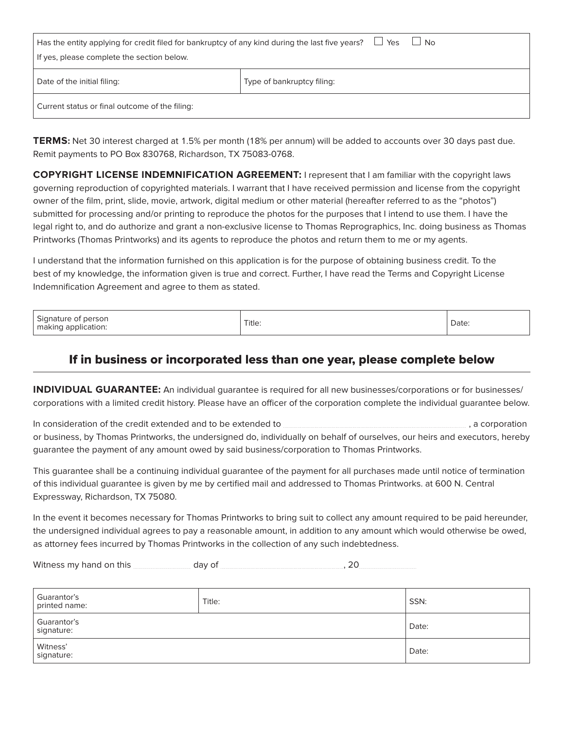| | | |
|---|---|---|
| Has the entity applying for credit filed for bankruptcy of any kind during the last five years? ☐ Yes ☐ No<br>If yes, please complete the section below. | | |
| Date of the initial filing: | Type of bankruptcy filing: | |
| Current status or final outcome of the filing: | | |

**TERMS:** Net 30 interest charged at 1.5% per month (18% per annum) will be added to accounts over 30 days past due. Remit payments to PO Box 830768, Richardson, TX 75083-0768.

**COPYRIGHT LICENSE INDEMNIFICATION AGREEMENT:** I represent that I am familiar with the copyright laws governing reproduction of copyrighted materials. I warrant that I have received permission and license from the copyright owner of the film, print, slide, movie, artwork, digital medium or other material (hereafter referred to as the "photos") submitted for processing and/or printing to reproduce the photos for the purposes that I intend to use them. I have the legal right to, and do authorize and grant a non-exclusive license to Thomas Reprographics, Inc. doing business as Thomas Printworks (Thomas Printworks) and its agents to reproduce the photos and return them to me or my agents.

I understand that the information furnished on this application is for the purpose of obtaining business credit. To the best of my knowledge, the information given is true and correct. Further, I have read the Terms and Copyright License Indemnification Agreement and agree to them as stated.

| | | |
|---|---|---|
| Signature of person making application: | Title: | Date: |

## If in business or incorporated less than one year, please complete below

**INDIVIDUAL GUARANTEE:** An individual guarantee is required for all new businesses/corporations or for businesses/corporations with a limited credit history. Please have an officer of the corporation complete the individual guarantee below.

In consideration of the credit extended and to be extended to ______________________________, a corporation or business, by Thomas Printworks, the undersigned do, individually on behalf of ourselves, our heirs and executors, hereby guarantee the payment of any amount owed by said business/corporation to Thomas Printworks.

This guarantee shall be a continuing individual guarantee of the payment for all purchases made until notice of termination of this individual guarantee is given by me by certified mail and addressed to Thomas Printworks. at 600 N. Central Expressway, Richardson, TX 75080.

In the event it becomes necessary for Thomas Printworks to bring suit to collect any amount required to be paid hereunder, the undersigned individual agrees to pay a reasonable amount, in addition to any amount which would otherwise be owed, as attorney fees incurred by Thomas Printworks in the collection of any such indebtedness.

Witness my hand on this __________ day of ____________________, 20________

| | | |
|---|---|---|
| Guarantor's printed name: | Title: | SSN: |
| Guarantor's signature: | | Date: |
| Witness' signature: | | Date: |